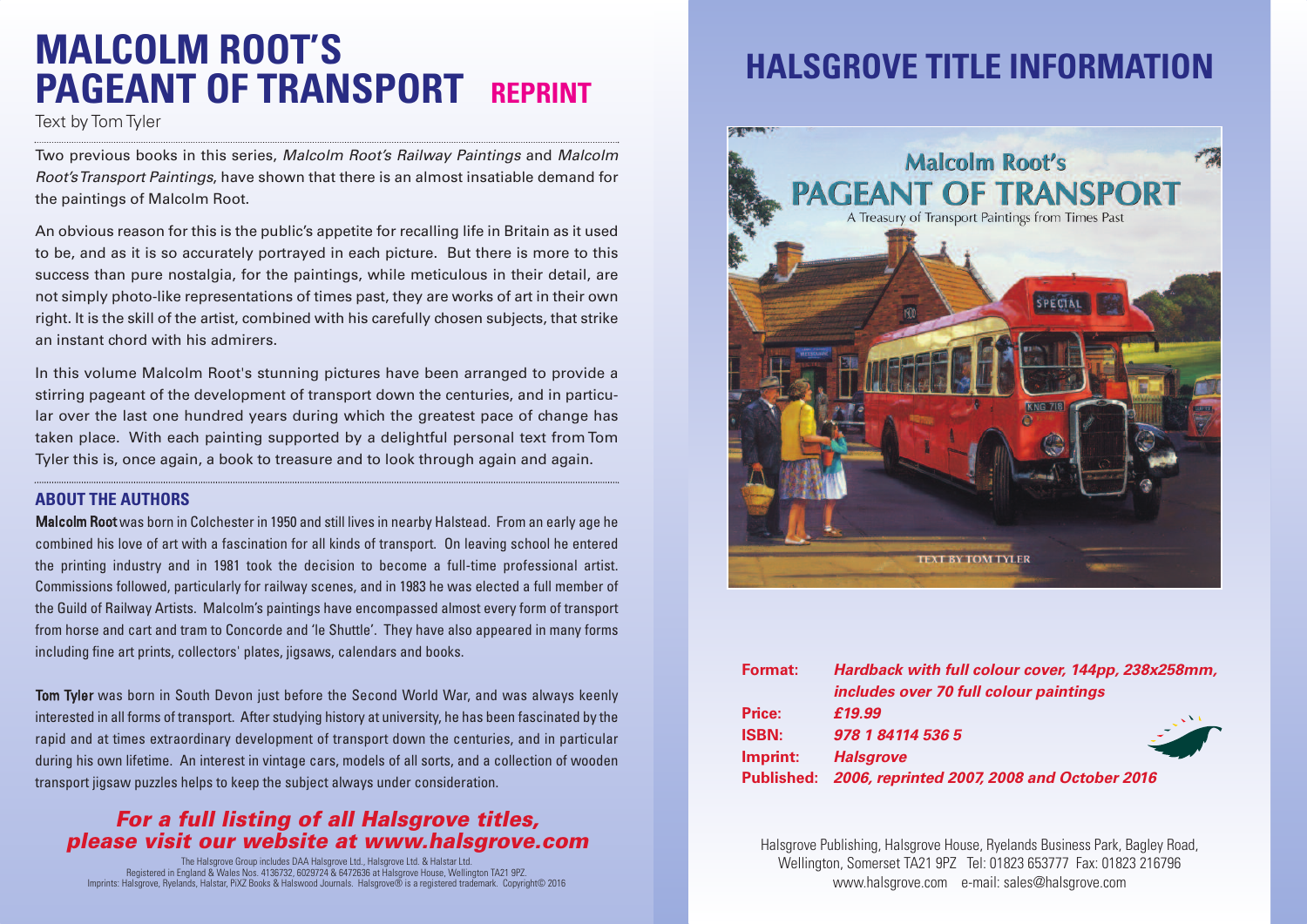# MALCOLM ROOT'S PAGEANT OF TRANSPORT **REPRINT**

Text by Tom Tyler

Two previous books in this series, *Malcolm Root's Railway Paintings* and *Malcolm Root's Transport Paintings*, have shown that there is an almost insatiable demand for the paintings of Malcolm Root.

An obvious reason for this is the public's appetite for recalling life in Britain as it used to be, and as it is so accurately portrayed in each picture. But there is more to this success than pure nostalgia, for the paintings, while meticulous in their detail, are not simply photo-like representations of times past, they are works of art in their own right. It is the skill of the artist, combined with his carefully chosen subjects, that strike an instant chord with his admirers.

In this volume Malcolm Root's stunning pictures have been arranged to provide a stirring pageant of the development of transport down the centuries, and in particular over the last one hundred years during which the greatest pace of change has taken place. With each painting supported by a delightful personal text from Tom Tyler this is, once again, a book to treasure and to look through again and again.

### ABOUT THE AUTHORS

**Malcolm Root** was born in Colchester in 1950 and still lives in nearby Halstead. From an early age he combined his love of art with a fascination for all kinds of transport. On leaving school he entered the printing industry and in 1981 took the decision to become a full-time professional artist. Commissions followed, particularly for railway scenes, and in 1983 he was elected a full member of the Guild of Railway Artists. Malcolm's paintings have encompassed almost every form of transport from horse and cart and tram to Concorde and 'le Shuttle'. They have also appeared in many forms including fine art prints, collectors' plates, jigsaws, calendars and books.

**Tom Tyler** was born in South Devon just before the Second World War, and was always keenly interested in all forms of transport. After studying history at university, he has been fascinated by the rapid and at times extraordinary development of transport down the centuries, and in particular during his own lifetime. An interest in vintage cars, models of all sorts, and a collection of wooden transport jigsaw puzzles helps to keep the subject always under consideration.

***For a full listing of all Halsgrove titles, please visit our website at www.halsgrove.com***

The Halsgrove Group includes DAA Halsgrove Ltd., Halsgrove Ltd. & Halstar Ltd.
Registered in England & Wales Nos. 4136732, 6029724 & 6472636 at Halsgrove House, Wellington TA21 9PZ.
Imprints: Halsgrove, Ryelands, Halstar, PiXZ Books & Halswood Journals. Halsgrove® is a registered trademark. Copyright© 2016

# HALSGROVE TITLE INFORMATION

Malcolm Root's
PAGEANT OF TRANSPORT
A Treasury of Transport Paintings from Times Past
TEXT BY TOM TYLER

**Format:** ***Hardback with full colour cover, 144pp, 238x258mm, includes over 70 full colour paintings***
**Price:** ***£19.99***
**ISBN:** ***978 1 84114 536 5***
**Imprint:** ***Halsgrove***
**Published:** ***2006, reprinted 2007, 2008 and October 2016***

Halsgrove Publishing, Halsgrove House, Ryelands Business Park, Bagley Road, Wellington, Somerset TA21 9PZ Tel: 01823 653777 Fax: 01823 216796
www.halsgrove.com e-mail: sales@halsgrove.com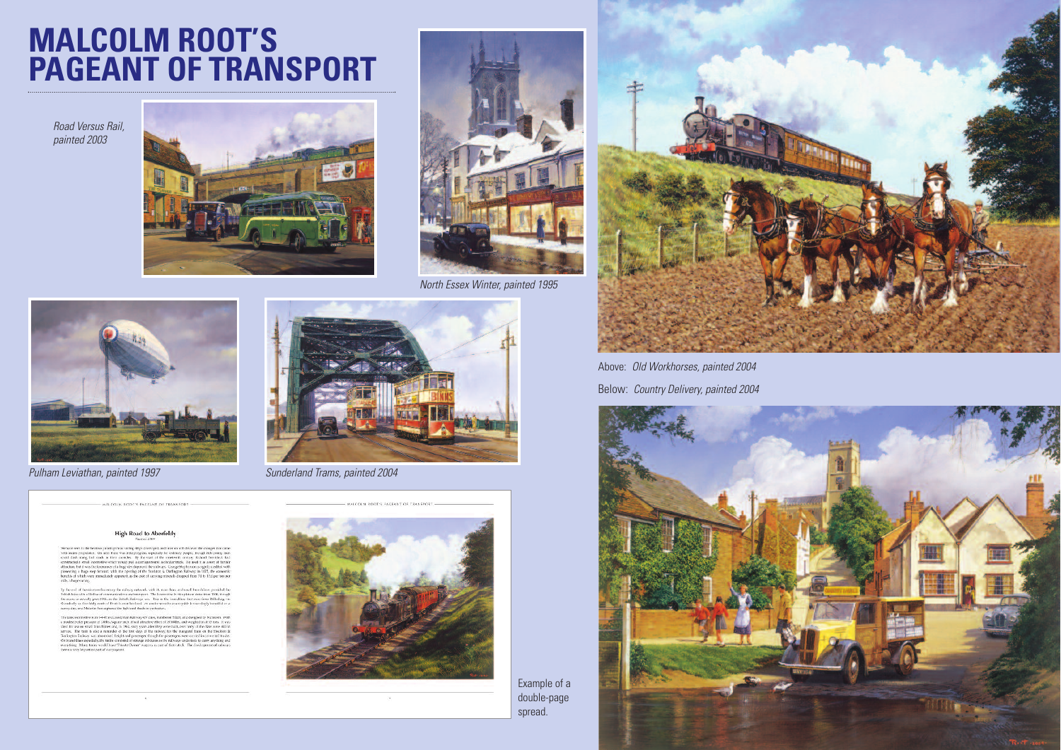# MALCOLM ROOT'S PAGEANT OF TRANSPORT

*Road Versus Rail, painted 2003*

*North Essex Winter, painted 1995*

*Pulham Leviathan, painted 1997*

*Sunderland Trams, painted 2004*

Example of a double-page spread.

Above: *Old Workhorses, painted 2004*

Below: *Country Delivery, painted 2004*